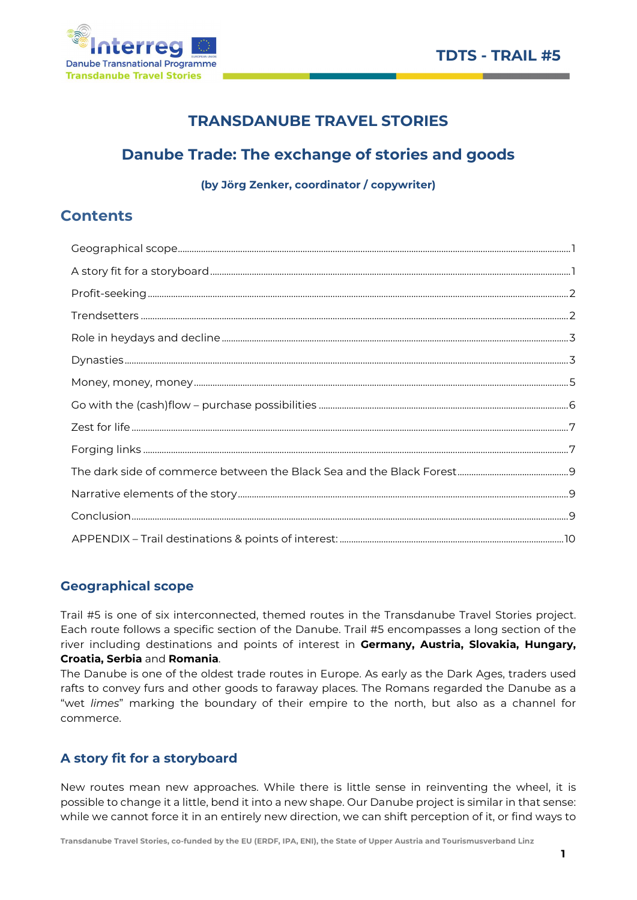# TRANSDANUBE TRAVEL STORIES

## Danube Trade: The exchange of stories and goods

**(by Jörg Zenker, coordinator / copywriter)**

## Contents

| | |
|---|---|
| Geographical scope | 1 |
| A story fit for a storyboard | 1 |
| Profit-seeking | 2 |
| Trendsetters | 2 |
| Role in heydays and decline | 3 |
| Dynasties | 3 |
| Money, money, money | 5 |
| Go with the (cash)flow – purchase possibilities | 6 |
| Zest for life | 7 |
| Forging links | 7 |
| The dark side of commerce between the Black Sea and the Black Forest | 9 |
| Narrative elements of the story | 9 |
| Conclusion | 9 |
| APPENDIX – Trail destinations & points of interest: | 10 |

## Geographical scope

Trail #5 is one of six interconnected, themed routes in the Transdanube Travel Stories project. Each route follows a specific section of the Danube. Trail #5 encompasses a long section of the river including destinations and points of interest in **Germany, Austria, Slovakia, Hungary, Croatia, Serbia** and **Romania**.

The Danube is one of the oldest trade routes in Europe. As early as the Dark Ages, traders used rafts to convey furs and other goods to faraway places. The Romans regarded the Danube as a "wet *limes*" marking the boundary of their empire to the north, but also as a channel for commerce.

## A story fit for a storyboard

New routes mean new approaches. While there is little sense in reinventing the wheel, it is possible to change it a little, bend it into a new shape. Our Danube project is similar in that sense: while we cannot force it in an entirely new direction, we can shift perception of it, or find ways to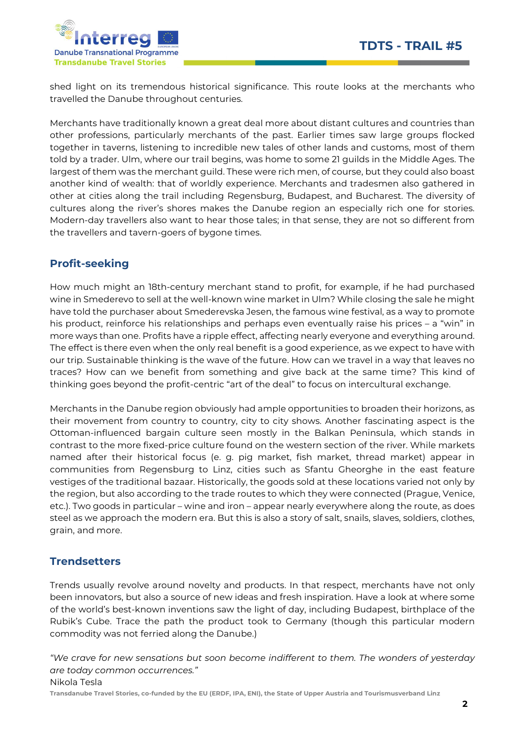shed light on its tremendous historical significance. This route looks at the merchants who travelled the Danube throughout centuries.

Merchants have traditionally known a great deal more about distant cultures and countries than other professions, particularly merchants of the past. Earlier times saw large groups flocked together in taverns, listening to incredible new tales of other lands and customs, most of them told by a trader. Ulm, where our trail begins, was home to some 21 guilds in the Middle Ages. The largest of them was the merchant guild. These were rich men, of course, but they could also boast another kind of wealth: that of worldly experience. Merchants and tradesmen also gathered in other at cities along the trail including Regensburg, Budapest, and Bucharest. The diversity of cultures along the river's shores makes the Danube region an especially rich one for stories. Modern-day travellers also want to hear those tales; in that sense, they are not so different from the travellers and tavern-goers of bygone times.

## Profit-seeking

How much might an 18th-century merchant stand to profit, for example, if he had purchased wine in Smederevo to sell at the well-known wine market in Ulm? While closing the sale he might have told the purchaser about Smederevska Jesen, the famous wine festival, as a way to promote his product, reinforce his relationships and perhaps even eventually raise his prices – a "win" in more ways than one. Profits have a ripple effect, affecting nearly everyone and everything around. The effect is there even when the only real benefit is a good experience, as we expect to have with our trip. Sustainable thinking is the wave of the future. How can we travel in a way that leaves no traces? How can we benefit from something and give back at the same time? This kind of thinking goes beyond the profit-centric "art of the deal" to focus on intercultural exchange.

Merchants in the Danube region obviously had ample opportunities to broaden their horizons, as their movement from country to country, city to city shows. Another fascinating aspect is the Ottoman-influenced bargain culture seen mostly in the Balkan Peninsula, which stands in contrast to the more fixed-price culture found on the western section of the river. While markets named after their historical focus (e. g. pig market, fish market, thread market) appear in communities from Regensburg to Linz, cities such as Sfantu Gheorghe in the east feature vestiges of the traditional bazaar. Historically, the goods sold at these locations varied not only by the region, but also according to the trade routes to which they were connected (Prague, Venice, etc.). Two goods in particular – wine and iron – appear nearly everywhere along the route, as does steel as we approach the modern era. But this is also a story of salt, snails, slaves, soldiers, clothes, grain, and more.

## Trendsetters

Trends usually revolve around novelty and products. In that respect, merchants have not only been innovators, but also a source of new ideas and fresh inspiration. Have a look at where some of the world's best-known inventions saw the light of day, including Budapest, birthplace of the Rubik's Cube. Trace the path the product took to Germany (though this particular modern commodity was not ferried along the Danube.)

*"We crave for new sensations but soon become indifferent to them. The wonders of yesterday are today common occurrences."*
Nikola Tesla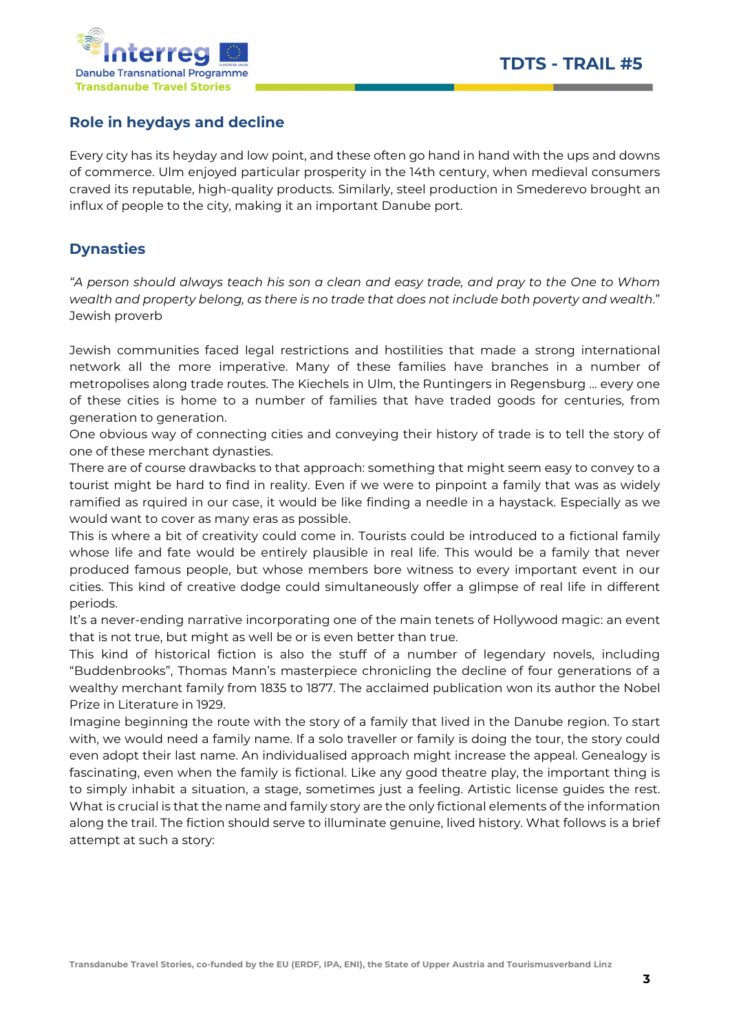## Role in heydays and decline

Every city has its heyday and low point, and these often go hand in hand with the ups and downs of commerce. Ulm enjoyed particular prosperity in the 14th century, when medieval consumers craved its reputable, high-quality products. Similarly, steel production in Smederevo brought an influx of people to the city, making it an important Danube port.

## Dynasties

*"A person should always teach his son a clean and easy trade, and pray to the One to Whom wealth and property belong, as there is no trade that does not include both poverty and wealth*."
Jewish proverb

Jewish communities faced legal restrictions and hostilities that made a strong international network all the more imperative. Many of these families have branches in a number of metropolises along trade routes. The Kiechels in Ulm, the Runtingers in Regensburg … every one of these cities is home to a number of families that have traded goods for centuries, from generation to generation.

One obvious way of connecting cities and conveying their history of trade is to tell the story of one of these merchant dynasties.

There are of course drawbacks to that approach: something that might seem easy to convey to a tourist might be hard to find in reality. Even if we were to pinpoint a family that was as widely ramified as rquired in our case, it would be like finding a needle in a haystack. Especially as we would want to cover as many eras as possible.

This is where a bit of creativity could come in. Tourists could be introduced to a fictional family whose life and fate would be entirely plausible in real life. This would be a family that never produced famous people, but whose members bore witness to every important event in our cities. This kind of creative dodge could simultaneously offer a glimpse of real life in different periods.

It's a never-ending narrative incorporating one of the main tenets of Hollywood magic: an event that is not true, but might as well be or is even better than true.

This kind of historical fiction is also the stuff of a number of legendary novels, including "Buddenbrooks", Thomas Mann's masterpiece chronicling the decline of four generations of a wealthy merchant family from 1835 to 1877. The acclaimed publication won its author the Nobel Prize in Literature in 1929.

Imagine beginning the route with the story of a family that lived in the Danube region. To start with, we would need a family name. If a solo traveller or family is doing the tour, the story could even adopt their last name. An individualised approach might increase the appeal. Genealogy is fascinating, even when the family is fictional. Like any good theatre play, the important thing is to simply inhabit a situation, a stage, sometimes just a feeling. Artistic license guides the rest. What is crucial is that the name and family story are the only fictional elements of the information along the trail. The fiction should serve to illuminate genuine, lived history. What follows is a brief attempt at such a story: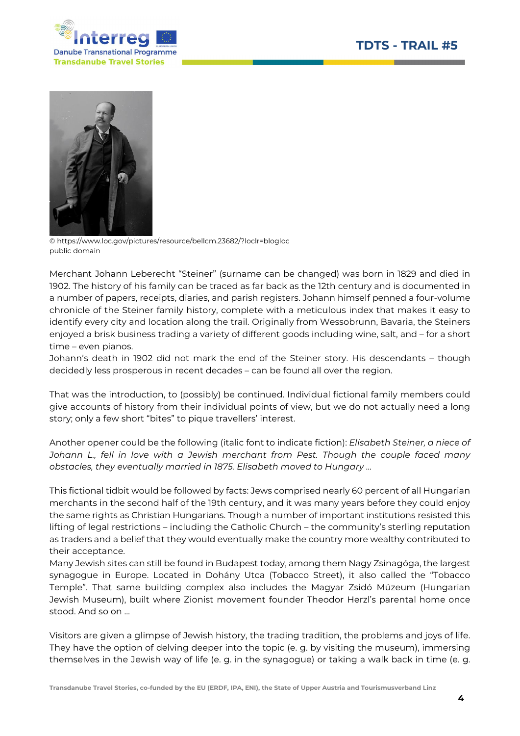© https://www.loc.gov/pictures/resource/bellcm.23682/?loclr=blogloc
public domain

Merchant Johann Leberecht "Steiner" (surname can be changed) was born in 1829 and died in 1902. The history of his family can be traced as far back as the 12th century and is documented in a number of papers, receipts, diaries, and parish registers. Johann himself penned a four-volume chronicle of the Steiner family history, complete with a meticulous index that makes it easy to identify every city and location along the trail. Originally from Wessobrunn, Bavaria, the Steiners enjoyed a brisk business trading a variety of different goods including wine, salt, and – for a short time – even pianos.
Johann's death in 1902 did not mark the end of the Steiner story. His descendants – though decidedly less prosperous in recent decades – can be found all over the region.

That was the introduction, to (possibly) be continued. Individual fictional family members could give accounts of history from their individual points of view, but we do not actually need a long story; only a few short "bites" to pique travellers' interest.

Another opener could be the following (italic font to indicate fiction): *Elisabeth Steiner, a niece of Johann L., fell in love with a Jewish merchant from Pest. Though the couple faced many obstacles, they eventually married in 1875. Elisabeth moved to Hungary …*

This fictional tidbit would be followed by facts: Jews comprised nearly 60 percent of all Hungarian merchants in the second half of the 19th century, and it was many years before they could enjoy the same rights as Christian Hungarians. Though a number of important institutions resisted this lifting of legal restrictions – including the Catholic Church – the community's sterling reputation as traders and a belief that they would eventually make the country more wealthy contributed to their acceptance.
Many Jewish sites can still be found in Budapest today, among them Nagy Zsinagóga, the largest synagogue in Europe. Located in Dohány Utca (Tobacco Street), it also called the "Tobacco Temple". That same building complex also includes the Magyar Zsidó Múzeum (Hungarian Jewish Museum), built where Zionist movement founder Theodor Herzl's parental home once stood. And so on …

Visitors are given a glimpse of Jewish history, the trading tradition, the problems and joys of life. They have the option of delving deeper into the topic (e. g. by visiting the museum), immersing themselves in the Jewish way of life (e. g. in the synagogue) or taking a walk back in time (e. g.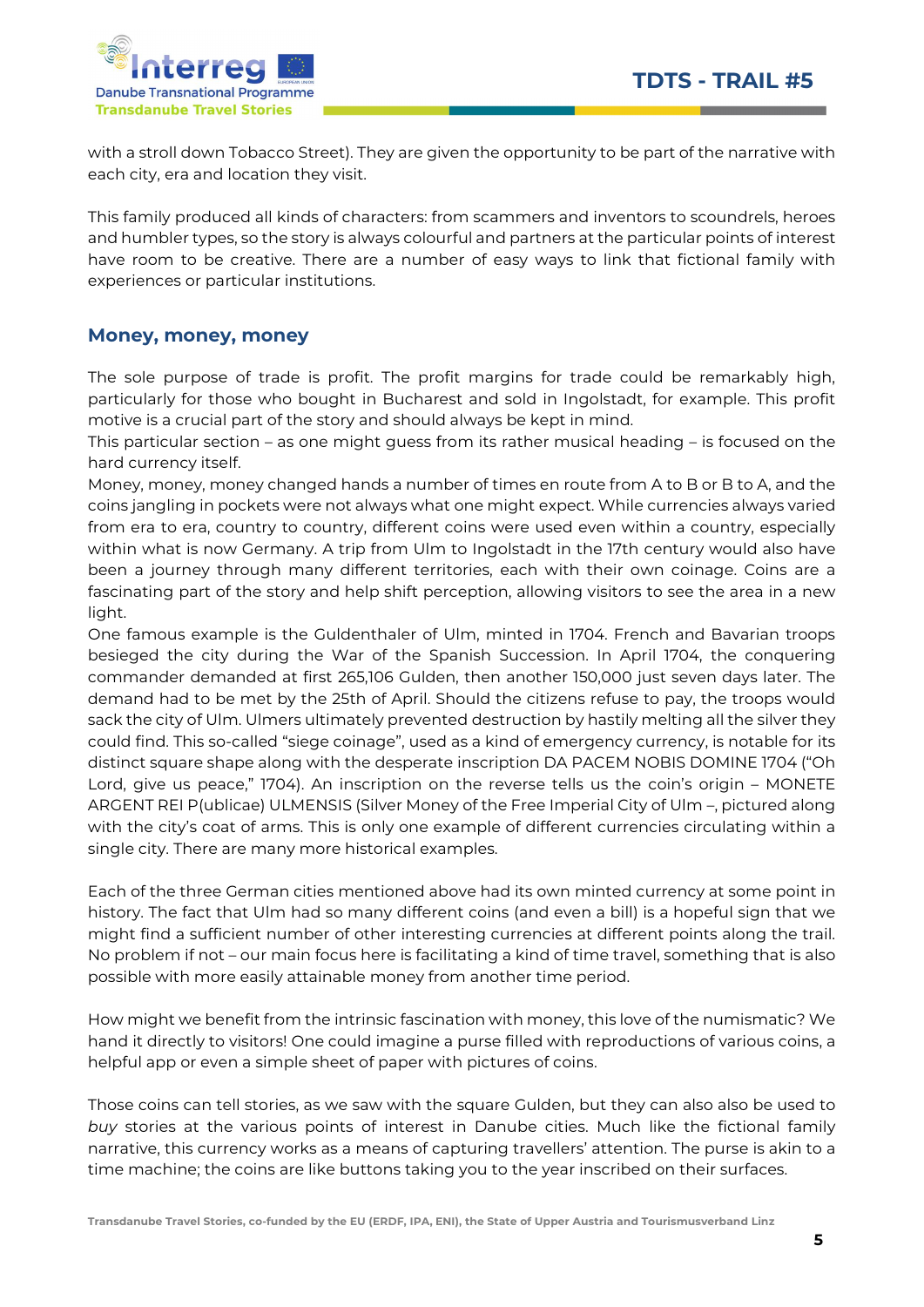with a stroll down Tobacco Street). They are given the opportunity to be part of the narrative with each city, era and location they visit.

This family produced all kinds of characters: from scammers and inventors to scoundrels, heroes and humbler types, so the story is always colourful and partners at the particular points of interest have room to be creative. There are a number of easy ways to link that fictional family with experiences or particular institutions.

## Money, money, money

The sole purpose of trade is profit. The profit margins for trade could be remarkably high, particularly for those who bought in Bucharest and sold in Ingolstadt, for example. This profit motive is a crucial part of the story and should always be kept in mind.
This particular section – as one might guess from its rather musical heading – is focused on the hard currency itself.
Money, money, money changed hands a number of times en route from A to B or B to A, and the coins jangling in pockets were not always what one might expect. While currencies always varied from era to era, country to country, different coins were used even within a country, especially within what is now Germany. A trip from Ulm to Ingolstadt in the 17th century would also have been a journey through many different territories, each with their own coinage. Coins are a fascinating part of the story and help shift perception, allowing visitors to see the area in a new light.
One famous example is the Guldenthaler of Ulm, minted in 1704. French and Bavarian troops besieged the city during the War of the Spanish Succession. In April 1704, the conquering commander demanded at first 265,106 Gulden, then another 150,000 just seven days later. The demand had to be met by the 25th of April. Should the citizens refuse to pay, the troops would sack the city of Ulm. Ulmers ultimately prevented destruction by hastily melting all the silver they could find. This so-called "siege coinage", used as a kind of emergency currency, is notable for its distinct square shape along with the desperate inscription DA PACEM NOBIS DOMINE 1704 ("Oh Lord, give us peace," 1704). An inscription on the reverse tells us the coin's origin – MONETE ARGENT REI P(ublicae) ULMENSIS (Silver Money of the Free Imperial City of Ulm –, pictured along with the city's coat of arms. This is only one example of different currencies circulating within a single city. There are many more historical examples.

Each of the three German cities mentioned above had its own minted currency at some point in history. The fact that Ulm had so many different coins (and even a bill) is a hopeful sign that we might find a sufficient number of other interesting currencies at different points along the trail. No problem if not – our main focus here is facilitating a kind of time travel, something that is also possible with more easily attainable money from another time period.

How might we benefit from the intrinsic fascination with money, this love of the numismatic? We hand it directly to visitors! One could imagine a purse filled with reproductions of various coins, a helpful app or even a simple sheet of paper with pictures of coins.

Those coins can tell stories, as we saw with the square Gulden, but they can also also be used to *buy* stories at the various points of interest in Danube cities. Much like the fictional family narrative, this currency works as a means of capturing travellers' attention. The purse is akin to a time machine; the coins are like buttons taking you to the year inscribed on their surfaces.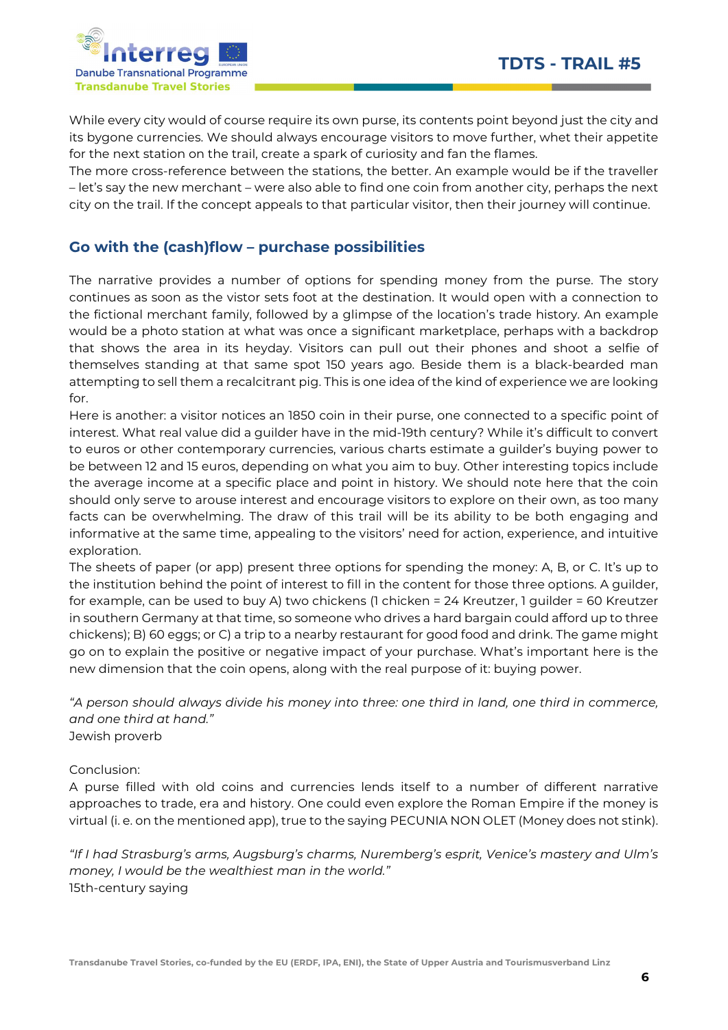While every city would of course require its own purse, its contents point beyond just the city and its bygone currencies. We should always encourage visitors to move further, whet their appetite for the next station on the trail, create a spark of curiosity and fan the flames.
The more cross-reference between the stations, the better. An example would be if the traveller – let's say the new merchant – were also able to find one coin from another city, perhaps the next city on the trail. If the concept appeals to that particular visitor, then their journey will continue.

## Go with the (cash)flow – purchase possibilities

The narrative provides a number of options for spending money from the purse. The story continues as soon as the vistor sets foot at the destination. It would open with a connection to the fictional merchant family, followed by a glimpse of the location's trade history. An example would be a photo station at what was once a significant marketplace, perhaps with a backdrop that shows the area in its heyday. Visitors can pull out their phones and shoot a selfie of themselves standing at that same spot 150 years ago. Beside them is a black-bearded man attempting to sell them a recalcitrant pig. This is one idea of the kind of experience we are looking for.
Here is another: a visitor notices an 1850 coin in their purse, one connected to a specific point of interest. What real value did a guilder have in the mid-19th century? While it's difficult to convert to euros or other contemporary currencies, various charts estimate a guilder's buying power to be between 12 and 15 euros, depending on what you aim to buy. Other interesting topics include the average income at a specific place and point in history. We should note here that the coin should only serve to arouse interest and encourage visitors to explore on their own, as too many facts can be overwhelming. The draw of this trail will be its ability to be both engaging and informative at the same time, appealing to the visitors' need for action, experience, and intuitive exploration.
The sheets of paper (or app) present three options for spending the money: A, B, or C. It's up to the institution behind the point of interest to fill in the content for those three options. A guilder, for example, can be used to buy A) two chickens (1 chicken = 24 Kreutzer, 1 guilder = 60 Kreutzer in southern Germany at that time, so someone who drives a hard bargain could afford up to three chickens); B) 60 eggs; or C) a trip to a nearby restaurant for good food and drink. The game might go on to explain the positive or negative impact of your purchase. What's important here is the new dimension that the coin opens, along with the real purpose of it: buying power.

*"A person should always divide his money into three: one third in land, one third in commerce, and one third at hand."*
Jewish proverb

Conclusion:
A purse filled with old coins and currencies lends itself to a number of different narrative approaches to trade, era and history. One could even explore the Roman Empire if the money is virtual (i. e. on the mentioned app), true to the saying PECUNIA NON OLET (Money does not stink).

*"If I had Strasburg's arms, Augsburg's charms, Nuremberg's esprit, Venice's mastery and Ulm's money, I would be the wealthiest man in the world."*
15th-century saying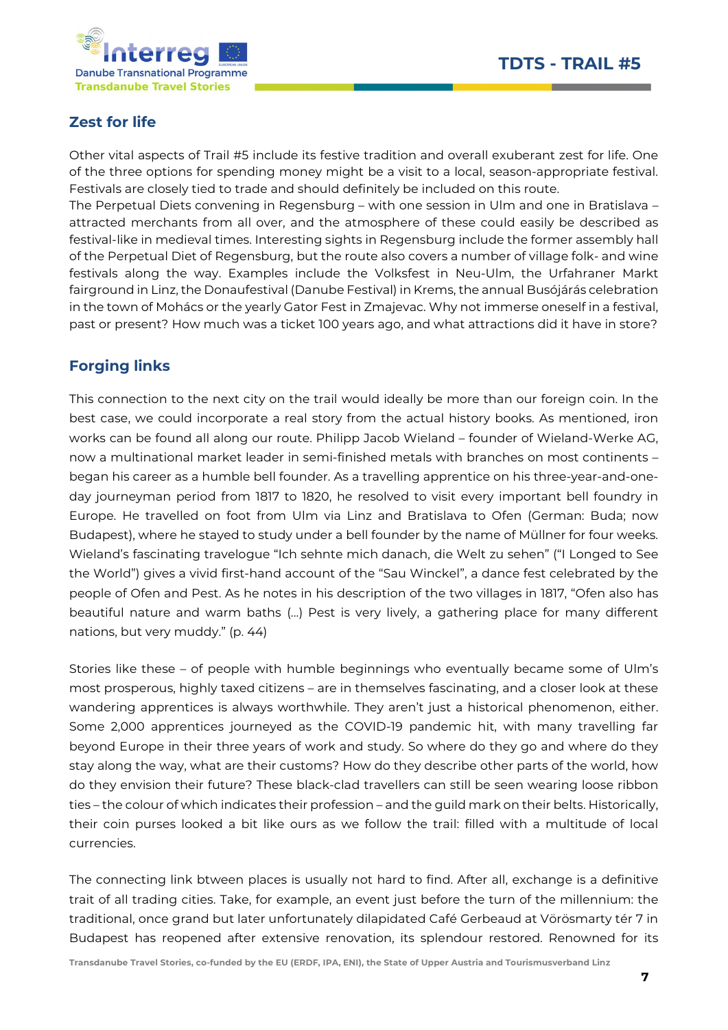## Zest for life

Other vital aspects of Trail #5 include its festive tradition and overall exuberant zest for life. One of the three options for spending money might be a visit to a local, season-appropriate festival. Festivals are closely tied to trade and should definitely be included on this route.
The Perpetual Diets convening in Regensburg – with one session in Ulm and one in Bratislava – attracted merchants from all over, and the atmosphere of these could easily be described as festival-like in medieval times. Interesting sights in Regensburg include the former assembly hall of the Perpetual Diet of Regensburg, but the route also covers a number of village folk- and wine festivals along the way. Examples include the Volksfest in Neu-Ulm, the Urfahraner Markt fairground in Linz, the Donaufestival (Danube Festival) in Krems, the annual Busójárás celebration in the town of Mohács or the yearly Gator Fest in Zmajevac. Why not immerse oneself in a festival, past or present? How much was a ticket 100 years ago, and what attractions did it have in store?

## Forging links

This connection to the next city on the trail would ideally be more than our foreign coin. In the best case, we could incorporate a real story from the actual history books. As mentioned, iron works can be found all along our route. Philipp Jacob Wieland – founder of Wieland-Werke AG, now a multinational market leader in semi-finished metals with branches on most continents – began his career as a humble bell founder. As a travelling apprentice on his three-year-and-one-day journeyman period from 1817 to 1820, he resolved to visit every important bell foundry in Europe. He travelled on foot from Ulm via Linz and Bratislava to Ofen (German: Buda; now Budapest), where he stayed to study under a bell founder by the name of Müllner for four weeks. Wieland's fascinating travelogue "Ich sehnte mich danach, die Welt zu sehen" ("I Longed to See the World") gives a vivid first-hand account of the "Sau Winckel", a dance fest celebrated by the people of Ofen and Pest. As he notes in his description of the two villages in 1817, "Ofen also has beautiful nature and warm baths (...) Pest is very lively, a gathering place for many different nations, but very muddy." (p. 44)

Stories like these – of people with humble beginnings who eventually became some of Ulm's most prosperous, highly taxed citizens – are in themselves fascinating, and a closer look at these wandering apprentices is always worthwhile. They aren't just a historical phenomenon, either. Some 2,000 apprentices journeyed as the COVID-19 pandemic hit, with many travelling far beyond Europe in their three years of work and study. So where do they go and where do they stay along the way, what are their customs? How do they describe other parts of the world, how do they envision their future? These black-clad travellers can still be seen wearing loose ribbon ties – the colour of which indicates their profession – and the guild mark on their belts. Historically, their coin purses looked a bit like ours as we follow the trail: filled with a multitude of local currencies.

The connecting link btween places is usually not hard to find. After all, exchange is a definitive trait of all trading cities. Take, for example, an event just before the turn of the millennium: the traditional, once grand but later unfortunately dilapidated Café Gerbeaud at Vörösmarty tér 7 in Budapest has reopened after extensive renovation, its splendour restored. Renowned for its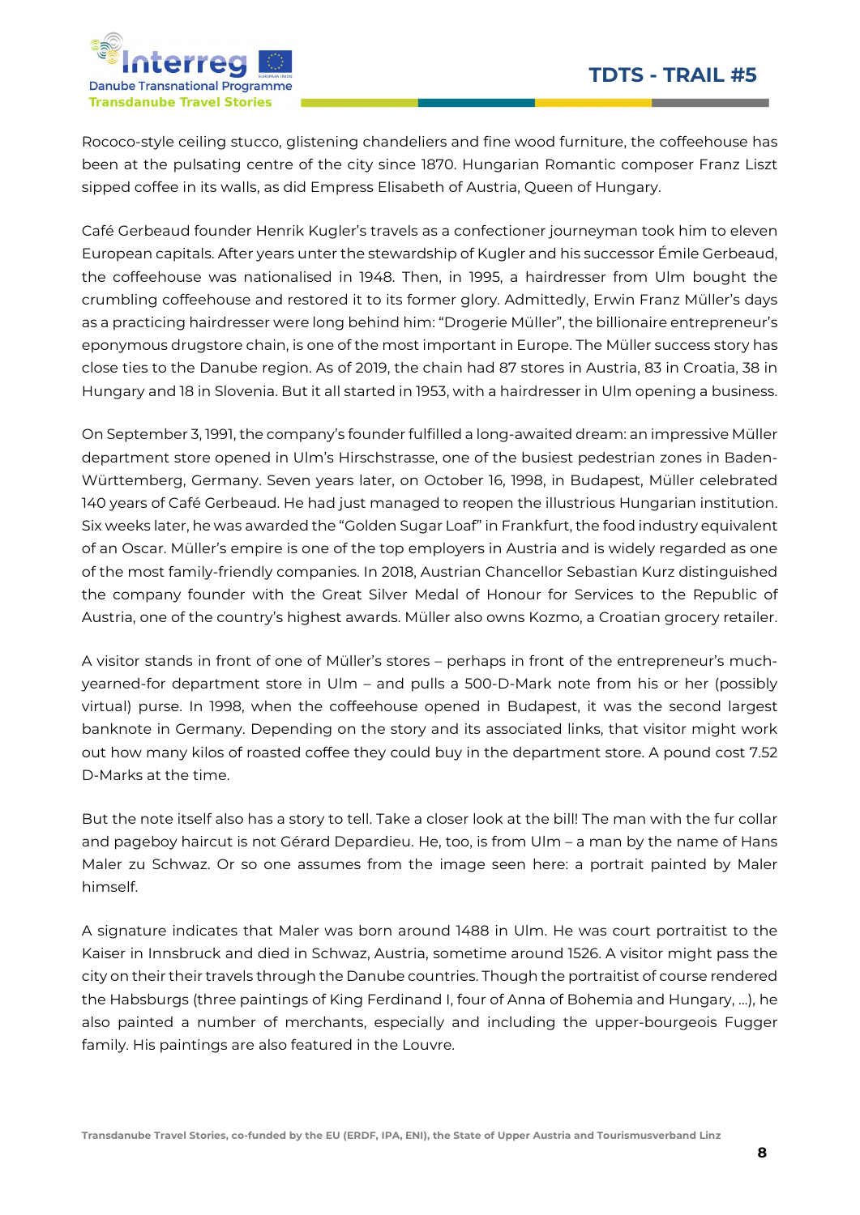Rococo-style ceiling stucco, glistening chandeliers and fine wood furniture, the coffeehouse has been at the pulsating centre of the city since 1870. Hungarian Romantic composer Franz Liszt sipped coffee in its walls, as did Empress Elisabeth of Austria, Queen of Hungary.

Café Gerbeaud founder Henrik Kugler's travels as a confectioner journeyman took him to eleven European capitals. After years unter the stewardship of Kugler and his successor Émile Gerbeaud, the coffeehouse was nationalised in 1948. Then, in 1995, a hairdresser from Ulm bought the crumbling coffeehouse and restored it to its former glory. Admittedly, Erwin Franz Müller's days as a practicing hairdresser were long behind him: "Drogerie Müller", the billionaire entrepreneur's eponymous drugstore chain, is one of the most important in Europe. The Müller success story has close ties to the Danube region. As of 2019, the chain had 87 stores in Austria, 83 in Croatia, 38 in Hungary and 18 in Slovenia. But it all started in 1953, with a hairdresser in Ulm opening a business.

On September 3, 1991, the company's founder fulfilled a long-awaited dream: an impressive Müller department store opened in Ulm's Hirschstrasse, one of the busiest pedestrian zones in Baden-Württemberg, Germany. Seven years later, on October 16, 1998, in Budapest, Müller celebrated 140 years of Café Gerbeaud. He had just managed to reopen the illustrious Hungarian institution. Six weeks later, he was awarded the "Golden Sugar Loaf" in Frankfurt, the food industry equivalent of an Oscar. Müller's empire is one of the top employers in Austria and is widely regarded as one of the most family-friendly companies. In 2018, Austrian Chancellor Sebastian Kurz distinguished the company founder with the Great Silver Medal of Honour for Services to the Republic of Austria, one of the country's highest awards. Müller also owns Kozmo, a Croatian grocery retailer.

A visitor stands in front of one of Müller's stores – perhaps in front of the entrepreneur's much-yearned-for department store in Ulm – and pulls a 500-D-Mark note from his or her (possibly virtual) purse. In 1998, when the coffeehouse opened in Budapest, it was the second largest banknote in Germany. Depending on the story and its associated links, that visitor might work out how many kilos of roasted coffee they could buy in the department store. A pound cost 7.52 D-Marks at the time.

But the note itself also has a story to tell. Take a closer look at the bill! The man with the fur collar and pageboy haircut is not Gérard Depardieu. He, too, is from Ulm – a man by the name of Hans Maler zu Schwaz. Or so one assumes from the image seen here: a portrait painted by Maler himself.

A signature indicates that Maler was born around 1488 in Ulm. He was court portraitist to the Kaiser in Innsbruck and died in Schwaz, Austria, sometime around 1526. A visitor might pass the city on their their travels through the Danube countries. Though the portraitist of course rendered the Habsburgs (three paintings of King Ferdinand I, four of Anna of Bohemia and Hungary, ...), he also painted a number of merchants, especially and including the upper-bourgeois Fugger family. His paintings are also featured in the Louvre.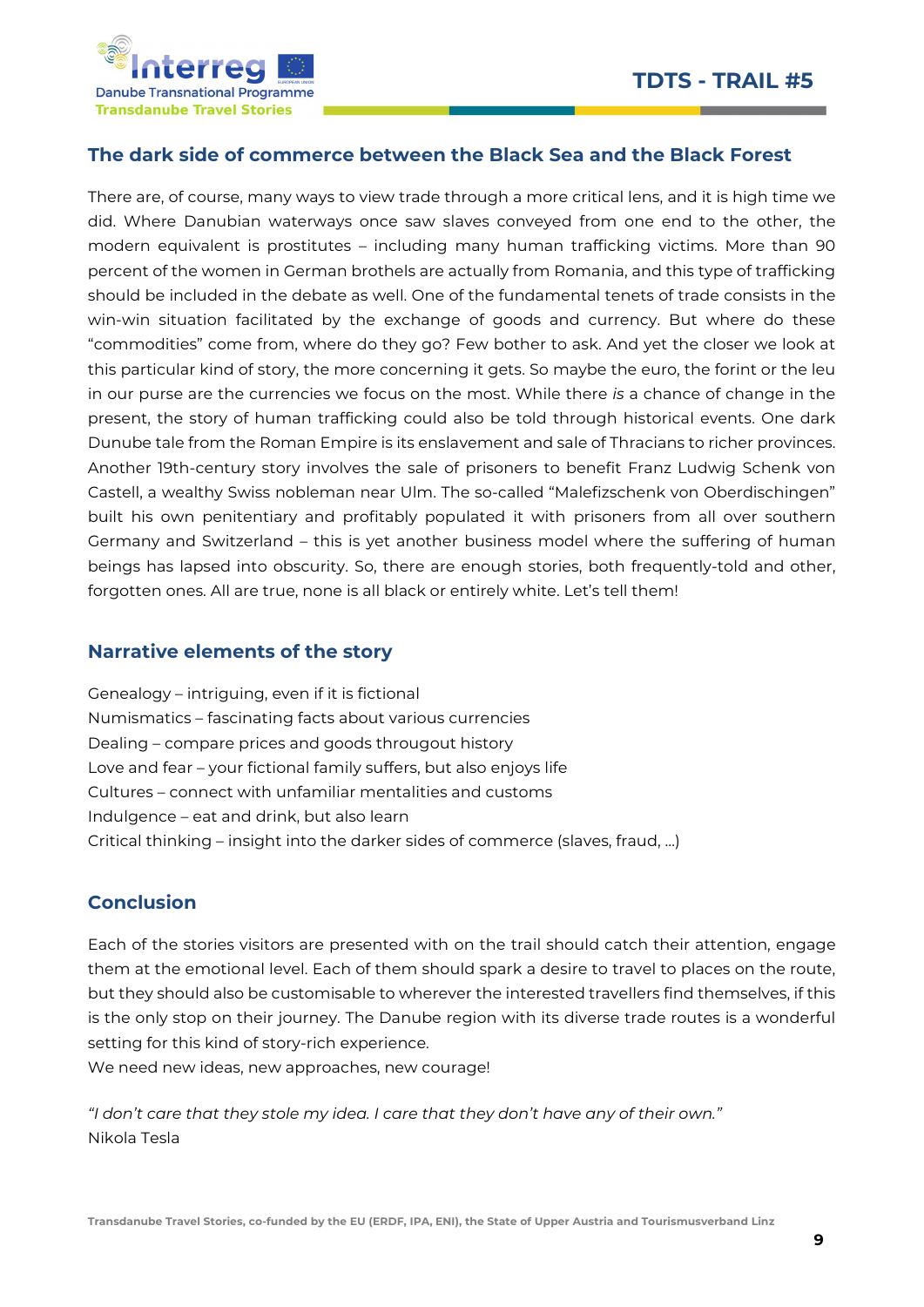## The dark side of commerce between the Black Sea and the Black Forest

There are, of course, many ways to view trade through a more critical lens, and it is high time we did. Where Danubian waterways once saw slaves conveyed from one end to the other, the modern equivalent is prostitutes – including many human trafficking victims. More than 90 percent of the women in German brothels are actually from Romania, and this type of trafficking should be included in the debate as well. One of the fundamental tenets of trade consists in the win-win situation facilitated by the exchange of goods and currency. But where do these "commodities" come from, where do they go? Few bother to ask. And yet the closer we look at this particular kind of story, the more concerning it gets. So maybe the euro, the forint or the leu in our purse are the currencies we focus on the most. While there *is* a chance of change in the present, the story of human trafficking could also be told through historical events. One dark Dunube tale from the Roman Empire is its enslavement and sale of Thracians to richer provinces. Another 19th-century story involves the sale of prisoners to benefit Franz Ludwig Schenk von Castell, a wealthy Swiss nobleman near Ulm. The so-called "Malefizschenk von Oberdischingen" built his own penitentiary and profitably populated it with prisoners from all over southern Germany and Switzerland – this is yet another business model where the suffering of human beings has lapsed into obscurity. So, there are enough stories, both frequently-told and other, forgotten ones. All are true, none is all black or entirely white. Let's tell them!

## Narrative elements of the story

Genealogy – intriguing, even if it is fictional
Numismatics – fascinating facts about various currencies
Dealing – compare prices and goods througout history
Love and fear – your fictional family suffers, but also enjoys life
Cultures – connect with unfamiliar mentalities and customs
Indulgence – eat and drink, but also learn
Critical thinking – insight into the darker sides of commerce (slaves, fraud, ...)

## Conclusion

Each of the stories visitors are presented with on the trail should catch their attention, engage them at the emotional level. Each of them should spark a desire to travel to places on the route, but they should also be customisable to wherever the interested travellers find themselves, if this is the only stop on their journey. The Danube region with its diverse trade routes is a wonderful setting for this kind of story-rich experience.
We need new ideas, new approaches, new courage!

*"I don't care that they stole my idea. I care that they don't have any of their own."*
Nikola Tesla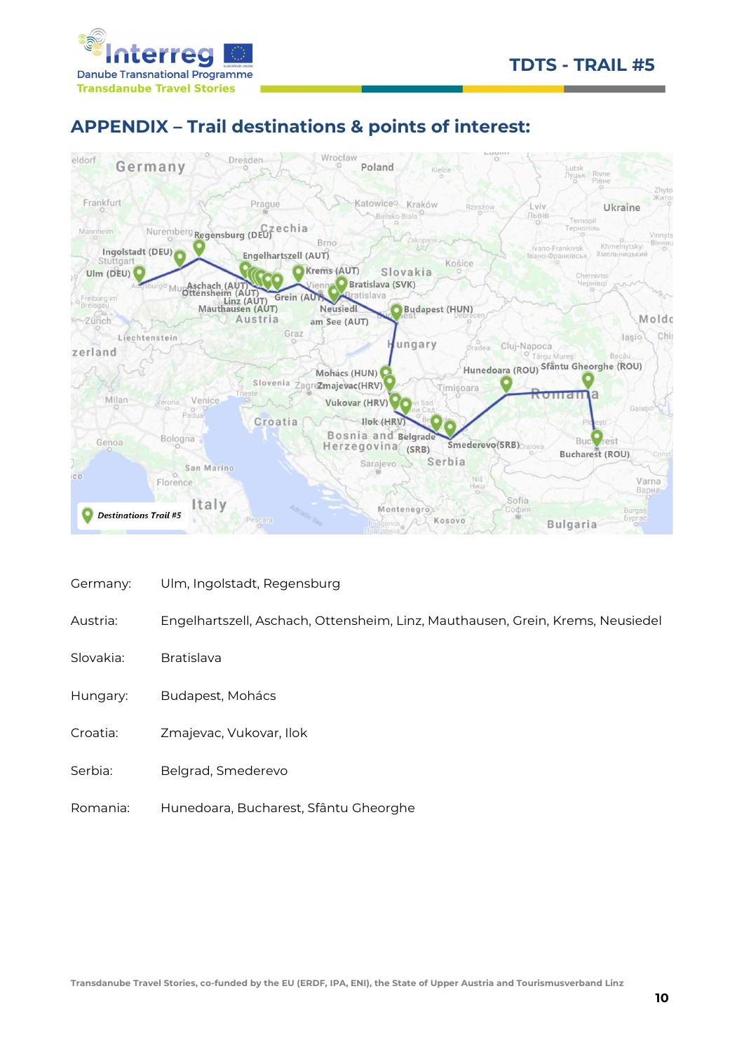## APPENDIX – Trail destinations & points of interest:

| | |
|---|---|
| Germany: | Ulm, Ingolstadt, Regensburg |
| Austria: | Engelhartszell, Aschach, Ottensheim, Linz, Mauthausen, Grein, Krems, Neusiedel |
| Slovakia: | Bratislava |
| Hungary: | Budapest, Mohács |
| Croatia: | Zmajevac, Vukovar, Ilok |
| Serbia: | Belgrad, Smederevo |
| Romania: | Hunedoara, Bucharest, Sfântu Gheorghe |

Transdanube Travel Stories, co-funded by the EU (ERDF, IPA, ENI), the State of Upper Austria and Tourismusverband Linz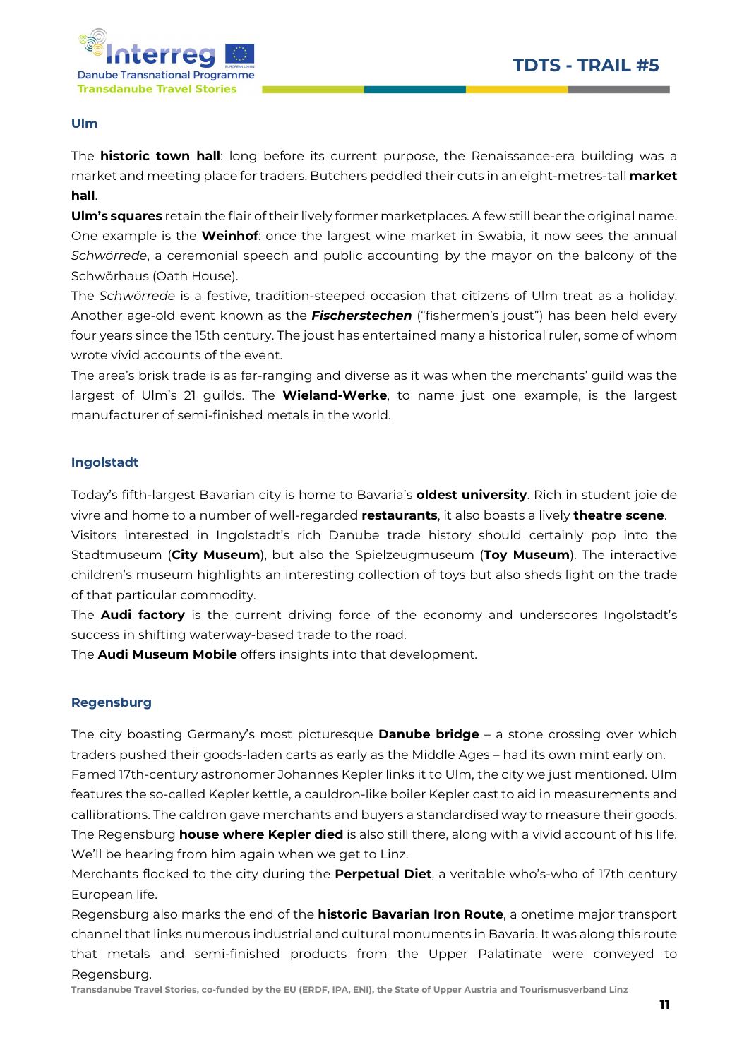### Ulm

The **historic town hall**: long before its current purpose, the Renaissance-era building was a market and meeting place for traders. Butchers peddled their cuts in an eight-metres-tall **market hall**.

**Ulm's squares** retain the flair of their lively former marketplaces. A few still bear the original name. One example is the **Weinhof**: once the largest wine market in Swabia, it now sees the annual *Schwörrede*, a ceremonial speech and public accounting by the mayor on the balcony of the Schwörhaus (Oath House).

The *Schwörrede* is a festive, tradition-steeped occasion that citizens of Ulm treat as a holiday. Another age-old event known as the ***Fischerstechen*** ("fishermen's joust") has been held every four years since the 15th century. The joust has entertained many a historical ruler, some of whom wrote vivid accounts of the event.

The area's brisk trade is as far-ranging and diverse as it was when the merchants' guild was the largest of Ulm's 21 guilds. The **Wieland-Werke**, to name just one example, is the largest manufacturer of semi-finished metals in the world.

### Ingolstadt

Today's fifth-largest Bavarian city is home to Bavaria's **oldest university**. Rich in student joie de vivre and home to a number of well-regarded **restaurants**, it also boasts a lively **theatre scene**.

Visitors interested in Ingolstadt's rich Danube trade history should certainly pop into the Stadtmuseum (**City Museum**), but also the Spielzeugmuseum (**Toy Museum**). The interactive children's museum highlights an interesting collection of toys but also sheds light on the trade of that particular commodity.

The **Audi factory** is the current driving force of the economy and underscores Ingolstadt's success in shifting waterway-based trade to the road.

The **Audi Museum Mobile** offers insights into that development.

### Regensburg

The city boasting Germany's most picturesque **Danube bridge** – a stone crossing over which traders pushed their goods-laden carts as early as the Middle Ages – had its own mint early on.

Famed 17th-century astronomer Johannes Kepler links it to Ulm, the city we just mentioned. Ulm features the so-called Kepler kettle, a cauldron-like boiler Kepler cast to aid in measurements and callibrations. The caldron gave merchants and buyers a standardised way to measure their goods.

The Regensburg **house where Kepler died** is also still there, along with a vivid account of his life. We'll be hearing from him again when we get to Linz.

Merchants flocked to the city during the **Perpetual Diet**, a veritable who's-who of 17th century European life.

Regensburg also marks the end of the **historic Bavarian Iron Route**, a onetime major transport channel that links numerous industrial and cultural monuments in Bavaria. It was along this route that metals and semi-finished products from the Upper Palatinate were conveyed to Regensburg.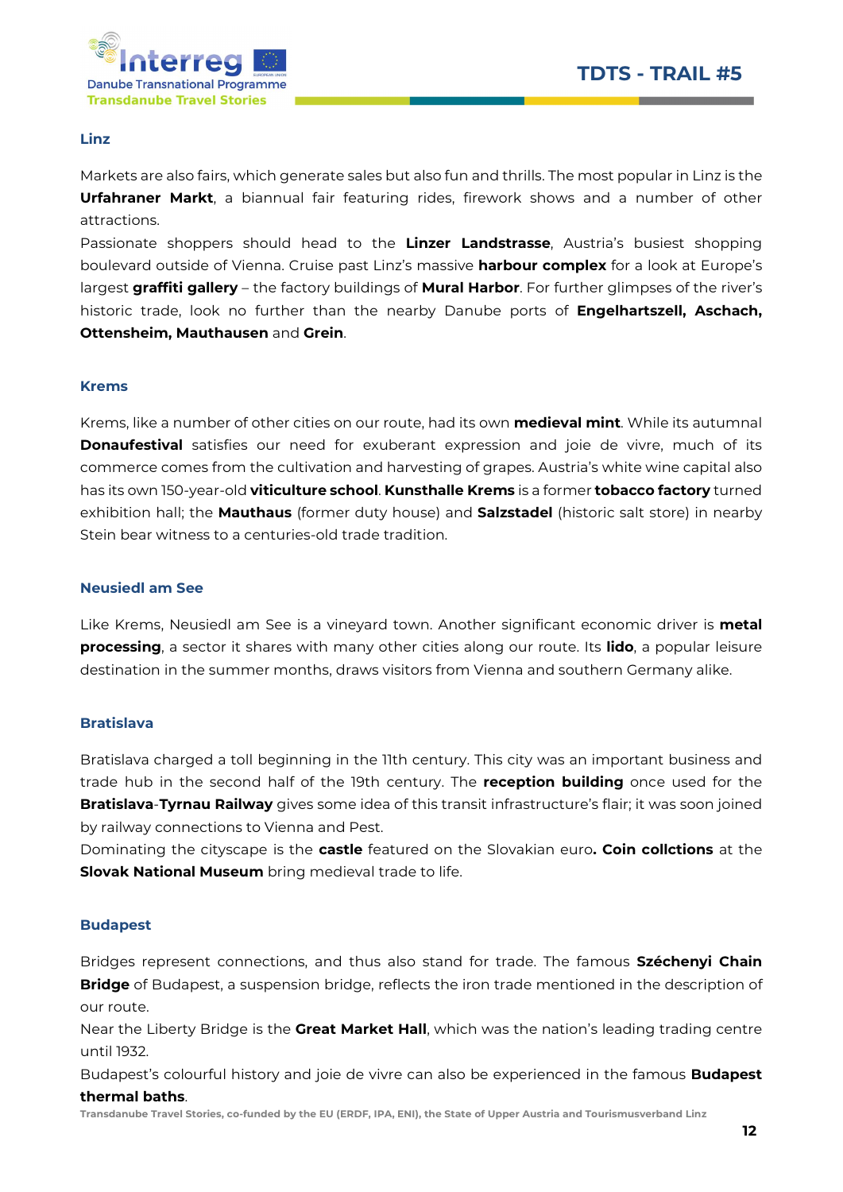### Linz

Markets are also fairs, which generate sales but also fun and thrills. The most popular in Linz is the **Urfahraner Markt**, a biannual fair featuring rides, firework shows and a number of other attractions.

Passionate shoppers should head to the **Linzer Landstrasse**, Austria's busiest shopping boulevard outside of Vienna. Cruise past Linz's massive **harbour complex** for a look at Europe's largest **graffiti gallery** – the factory buildings of **Mural Harbor**. For further glimpses of the river's historic trade, look no further than the nearby Danube ports of **Engelhartszell, Aschach, Ottensheim, Mauthausen** and **Grein**.

### Krems

Krems, like a number of other cities on our route, had its own **medieval mint**. While its autumnal **Donaufestival** satisfies our need for exuberant expression and joie de vivre, much of its commerce comes from the cultivation and harvesting of grapes. Austria's white wine capital also has its own 150-year-old **viticulture school**. **Kunsthalle Krems** is a former **tobacco factory** turned exhibition hall; the **Mauthaus** (former duty house) and **Salzstadel** (historic salt store) in nearby Stein bear witness to a centuries-old trade tradition.

### Neusiedl am See

Like Krems, Neusiedl am See is a vineyard town. Another significant economic driver is **metal processing**, a sector it shares with many other cities along our route. Its **lido**, a popular leisure destination in the summer months, draws visitors from Vienna and southern Germany alike.

### Bratislava

Bratislava charged a toll beginning in the 11th century. This city was an important business and trade hub in the second half of the 19th century. The **reception building** once used for the **Bratislava**-**Tyrnau Railway** gives some idea of this transit infrastructure's flair; it was soon joined by railway connections to Vienna and Pest.

Dominating the cityscape is the **castle** featured on the Slovakian euro**. Coin collctions** at the **Slovak National Museum** bring medieval trade to life.

### Budapest

Bridges represent connections, and thus also stand for trade. The famous **Széchenyi Chain Bridge** of Budapest, a suspension bridge, reflects the iron trade mentioned in the description of our route.

Near the Liberty Bridge is the **Great Market Hall**, which was the nation's leading trading centre until 1932.

Budapest's colourful history and joie de vivre can also be experienced in the famous **Budapest thermal baths**.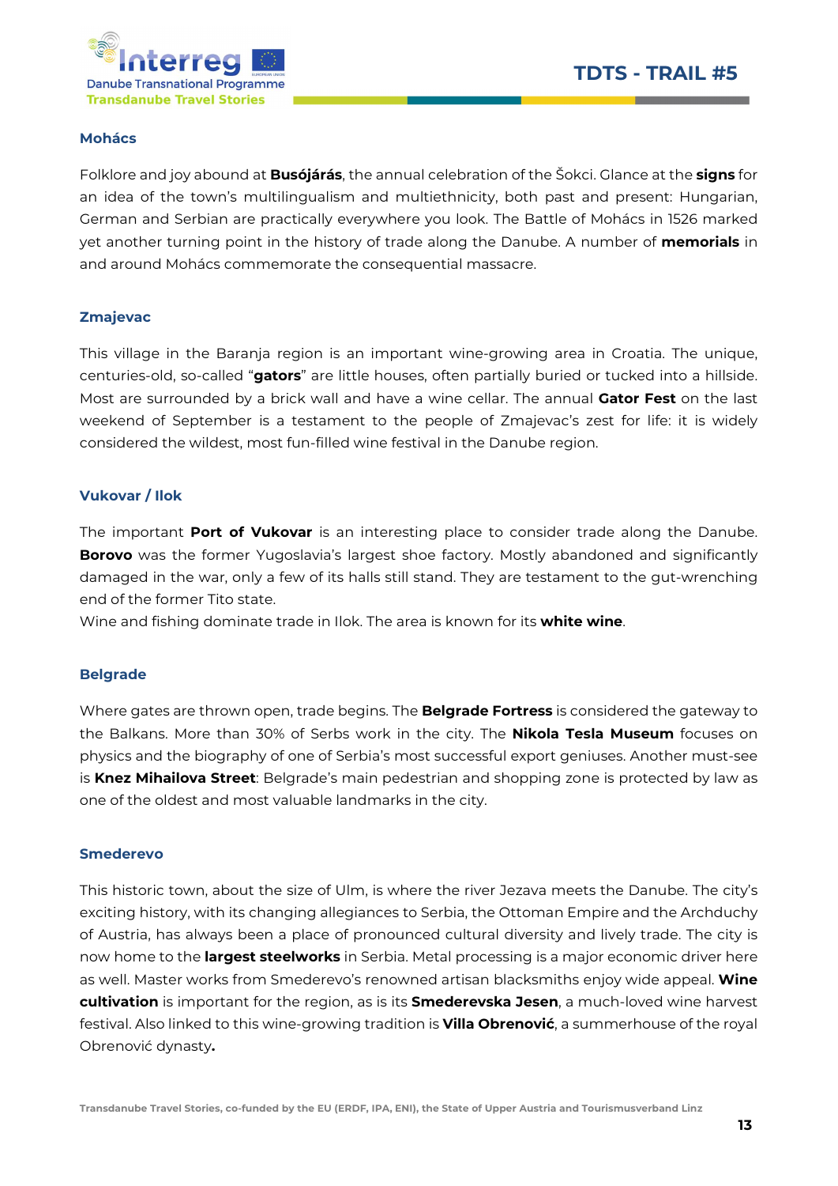### Mohács

Folklore and joy abound at **Busójárás**, the annual celebration of the Šokci. Glance at the **signs** for an idea of the town's multilingualism and multiethnicity, both past and present: Hungarian, German and Serbian are practically everywhere you look. The Battle of Mohács in 1526 marked yet another turning point in the history of trade along the Danube. A number of **memorials** in and around Mohács commemorate the consequential massacre.

### Zmajevac

This village in the Baranja region is an important wine-growing area in Croatia. The unique, centuries-old, so-called "**gators**" are little houses, often partially buried or tucked into a hillside. Most are surrounded by a brick wall and have a wine cellar. The annual **Gator Fest** on the last weekend of September is a testament to the people of Zmajevac's zest for life: it is widely considered the wildest, most fun-filled wine festival in the Danube region.

### Vukovar / Ilok

The important **Port of Vukovar** is an interesting place to consider trade along the Danube. **Borovo** was the former Yugoslavia's largest shoe factory. Mostly abandoned and significantly damaged in the war, only a few of its halls still stand. They are testament to the gut-wrenching end of the former Tito state.
Wine and fishing dominate trade in Ilok. The area is known for its **white wine**.

### Belgrade

Where gates are thrown open, trade begins. The **Belgrade Fortress** is considered the gateway to the Balkans. More than 30% of Serbs work in the city. The **Nikola Tesla Museum** focuses on physics and the biography of one of Serbia's most successful export geniuses. Another must-see is **Knez Mihailova Street**: Belgrade's main pedestrian and shopping zone is protected by law as one of the oldest and most valuable landmarks in the city.

### Smederevo

This historic town, about the size of Ulm, is where the river Jezava meets the Danube. The city's exciting history, with its changing allegiances to Serbia, the Ottoman Empire and the Archduchy of Austria, has always been a place of pronounced cultural diversity and lively trade. The city is now home to the **largest steelworks** in Serbia. Metal processing is a major economic driver here as well. Master works from Smederevo's renowned artisan blacksmiths enjoy wide appeal. **Wine cultivation** is important for the region, as is its **Smederevska Jesen**, a much-loved wine harvest festival. Also linked to this wine-growing tradition is **Villa Obrenović**, a summerhouse of the royal Obrenović dynasty**.**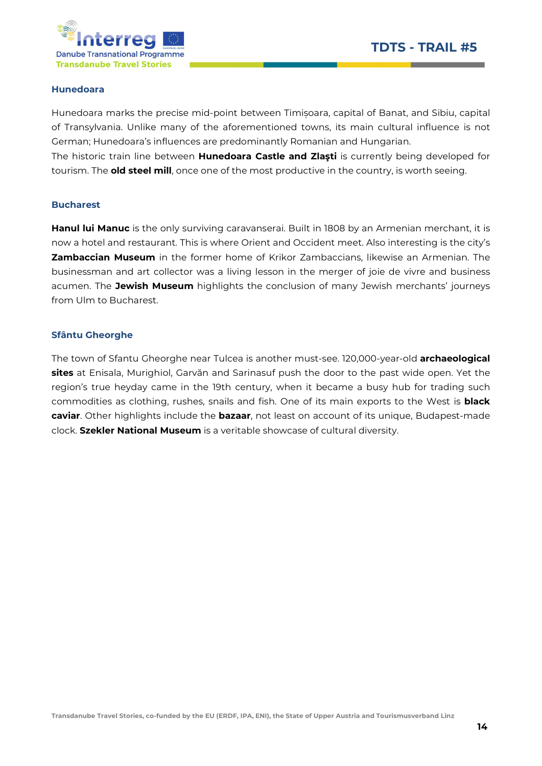### Hunedoara

Hunedoara marks the precise mid-point between Timișoara, capital of Banat, and Sibiu, capital of Transylvania. Unlike many of the aforementioned towns, its main cultural influence is not German; Hunedoara's influences are predominantly Romanian and Hungarian.

The historic train line between **Hunedoara Castle and Zlaşti** is currently being developed for tourism. The **old steel mill**, once one of the most productive in the country, is worth seeing.

### Bucharest

**Hanul lui Manuc** is the only surviving caravanserai. Built in 1808 by an Armenian merchant, it is now a hotel and restaurant. This is where Orient and Occident meet. Also interesting is the city's **Zambaccian Museum** in the former home of Krikor Zambaccians, likewise an Armenian. The businessman and art collector was a living lesson in the merger of joie de vivre and business acumen. The **Jewish Museum** highlights the conclusion of many Jewish merchants' journeys from Ulm to Bucharest.

### Sfântu Gheorghe

The town of Sfantu Gheorghe near Tulcea is another must-see. 120,000-year-old **archaeological sites** at Enisala, Murighiol, Garvăn and Sarinasuf push the door to the past wide open. Yet the region's true heyday came in the 19th century, when it became a busy hub for trading such commodities as clothing, rushes, snails and fish. One of its main exports to the West is **black caviar**. Other highlights include the **bazaar**, not least on account of its unique, Budapest-made clock. **Szekler National Museum** is a veritable showcase of cultural diversity.